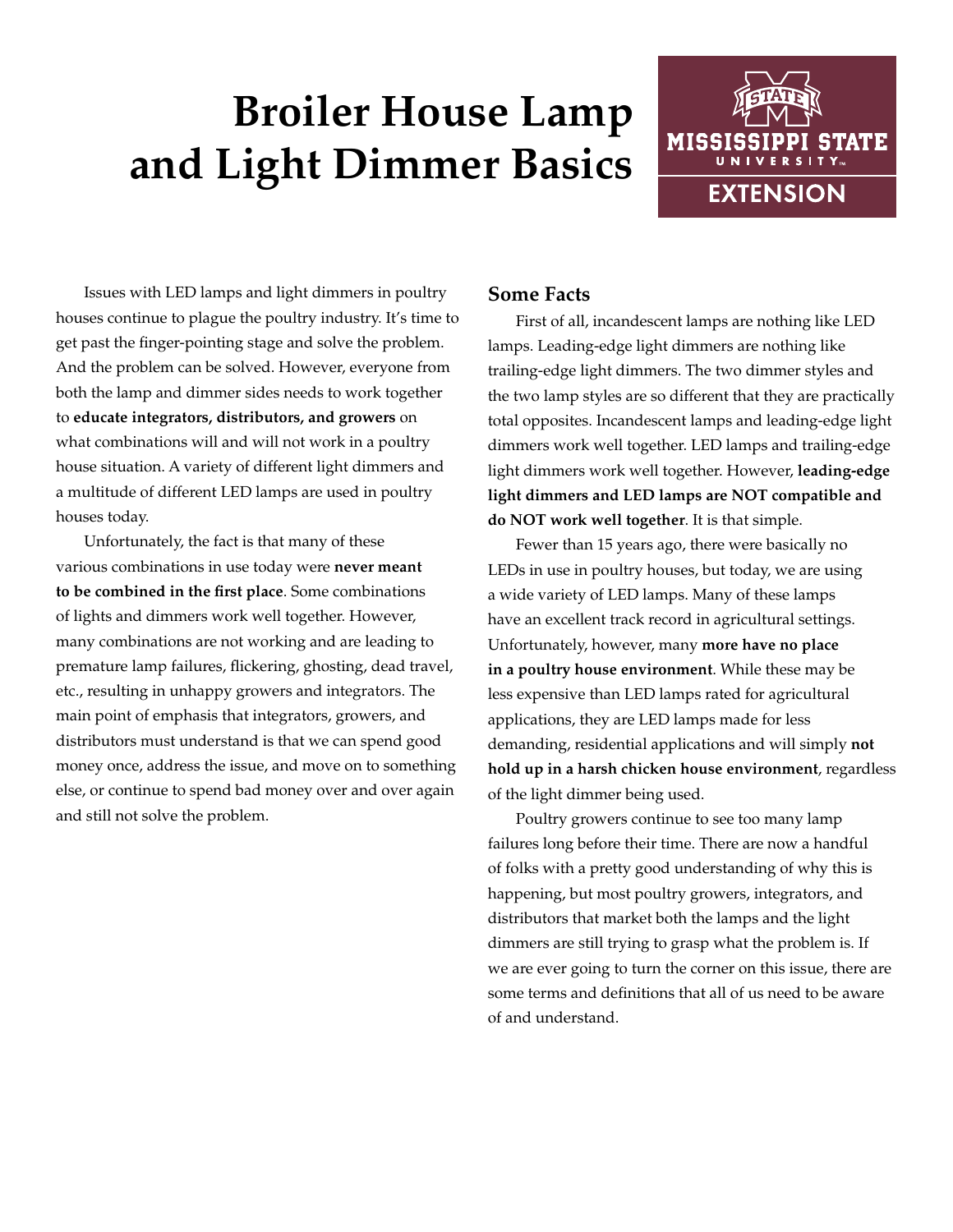# Broiler House Lamp and Light Dimmer Basics

Issues with LED lamps and light dimmers in poultry houses continue to plague the poultry industry. It's time to get past the finger-pointing stage and solve the problem. And the problem can be solved. However, everyone from both the lamp and dimmer sides needs to work together to **educate integrators, distributors, and growers** on what combinations will and will not work in a poultry house situation. A variety of different light dimmers and a multitude of different LED lamps are used in poultry houses today.

Unfortunately, the fact is that many of these various combinations in use today were **never meant to be combined in the first place**. Some combinations of lights and dimmers work well together. However, many combinations are not working and are leading to premature lamp failures, flickering, ghosting, dead travel, etc., resulting in unhappy growers and integrators. The main point of emphasis that integrators, growers, and distributors must understand is that we can spend good money once, address the issue, and move on to something else, or continue to spend bad money over and over again and still not solve the problem.

## Some Facts

First of all, incandescent lamps are nothing like LED lamps. Leading-edge light dimmers are nothing like trailing-edge light dimmers. The two dimmer styles and the two lamp styles are so different that they are practically total opposites. Incandescent lamps and leading-edge light dimmers work well together. LED lamps and trailing-edge light dimmers work well together. However, **leading-edge light dimmers and LED lamps are NOT compatible and do NOT work well together**. It is that simple.

Fewer than 15 years ago, there were basically no LEDs in use in poultry houses, but today, we are using a wide variety of LED lamps. Many of these lamps have an excellent track record in agricultural settings. Unfortunately, however, many **more have no place in a poultry house environment**. While these may be less expensive than LED lamps rated for agricultural applications, they are LED lamps made for less demanding, residential applications and will simply **not hold up in a harsh chicken house environment**, regardless of the light dimmer being used.

Poultry growers continue to see too many lamp failures long before their time. There are now a handful of folks with a pretty good understanding of why this is happening, but most poultry growers, integrators, and distributors that market both the lamps and the light dimmers are still trying to grasp what the problem is. If we are ever going to turn the corner on this issue, there are some terms and definitions that all of us need to be aware of and understand.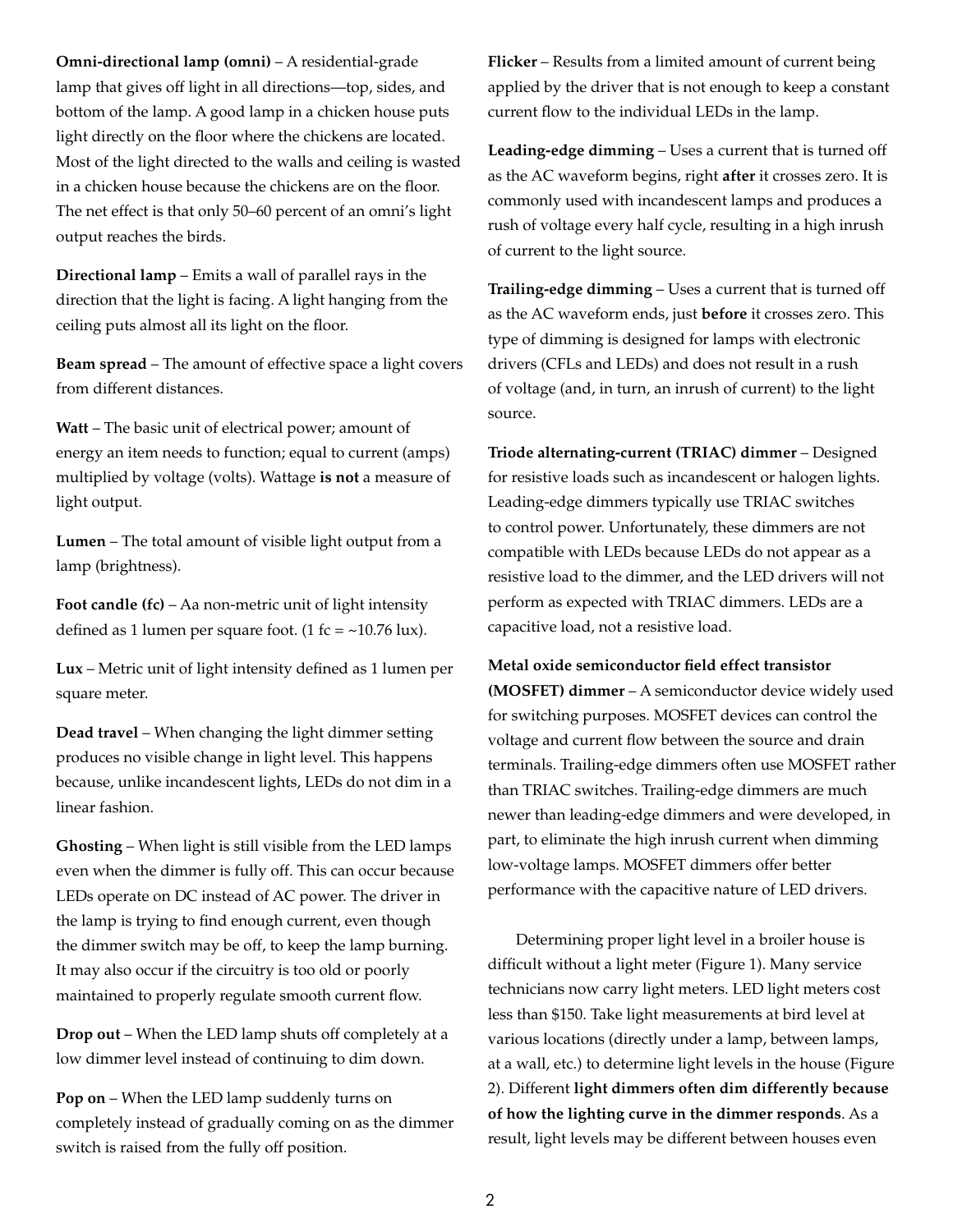**Omni-directional lamp (omni)** – A residential-grade lamp that gives off light in all directions—top, sides, and bottom of the lamp. A good lamp in a chicken house puts light directly on the floor where the chickens are located. Most of the light directed to the walls and ceiling is wasted in a chicken house because the chickens are on the floor. The net effect is that only 50–60 percent of an omni's light output reaches the birds.

**Directional lamp** – Emits a wall of parallel rays in the direction that the light is facing. A light hanging from the ceiling puts almost all its light on the floor.

**Beam spread** – The amount of effective space a light covers from different distances.

**Watt** – The basic unit of electrical power; amount of energy an item needs to function; equal to current (amps) multiplied by voltage (volts). Wattage **is not** a measure of light output.

**Lumen** – The total amount of visible light output from a lamp (brightness).

**Foot candle (fc)** – Aa non-metric unit of light intensity defined as 1 lumen per square foot. (1 fc = ~10.76 lux).

**Lux** – Metric unit of light intensity defined as 1 lumen per square meter.

**Dead travel** – When changing the light dimmer setting produces no visible change in light level. This happens because, unlike incandescent lights, LEDs do not dim in a linear fashion.

**Ghosting** – When light is still visible from the LED lamps even when the dimmer is fully off. This can occur because LEDs operate on DC instead of AC power. The driver in the lamp is trying to find enough current, even though the dimmer switch may be off, to keep the lamp burning. It may also occur if the circuitry is too old or poorly maintained to properly regulate smooth current flow.

**Drop out** – When the LED lamp shuts off completely at a low dimmer level instead of continuing to dim down.

**Pop on** – When the LED lamp suddenly turns on completely instead of gradually coming on as the dimmer switch is raised from the fully off position.

**Flicker** – Results from a limited amount of current being applied by the driver that is not enough to keep a constant current flow to the individual LEDs in the lamp.

**Leading-edge dimming** – Uses a current that is turned off as the AC waveform begins, right **after** it crosses zero. It is commonly used with incandescent lamps and produces a rush of voltage every half cycle, resulting in a high inrush of current to the light source.

**Trailing-edge dimming** – Uses a current that is turned off as the AC waveform ends, just **before** it crosses zero. This type of dimming is designed for lamps with electronic drivers (CFLs and LEDs) and does not result in a rush of voltage (and, in turn, an inrush of current) to the light source.

**Triode alternating-current (TRIAC) dimmer** – Designed for resistive loads such as incandescent or halogen lights. Leading-edge dimmers typically use TRIAC switches to control power. Unfortunately, these dimmers are not compatible with LEDs because LEDs do not appear as a resistive load to the dimmer, and the LED drivers will not perform as expected with TRIAC dimmers. LEDs are a capacitive load, not a resistive load.

**Metal oxide semiconductor field effect transistor (MOSFET) dimmer** – A semiconductor device widely used for switching purposes. MOSFET devices can control the voltage and current flow between the source and drain terminals. Trailing-edge dimmers often use MOSFET rather than TRIAC switches. Trailing-edge dimmers are much newer than leading-edge dimmers and were developed, in part, to eliminate the high inrush current when dimming low-voltage lamps. MOSFET dimmers offer better performance with the capacitive nature of LED drivers.

Determining proper light level in a broiler house is difficult without a light meter (Figure 1). Many service technicians now carry light meters. LED light meters cost less than $150. Take light measurements at bird level at various locations (directly under a lamp, between lamps, at a wall, etc.) to determine light levels in the house (Figure 2). Different **light dimmers often dim differently because of how the lighting curve in the dimmer responds**. As a result, light levels may be different between houses even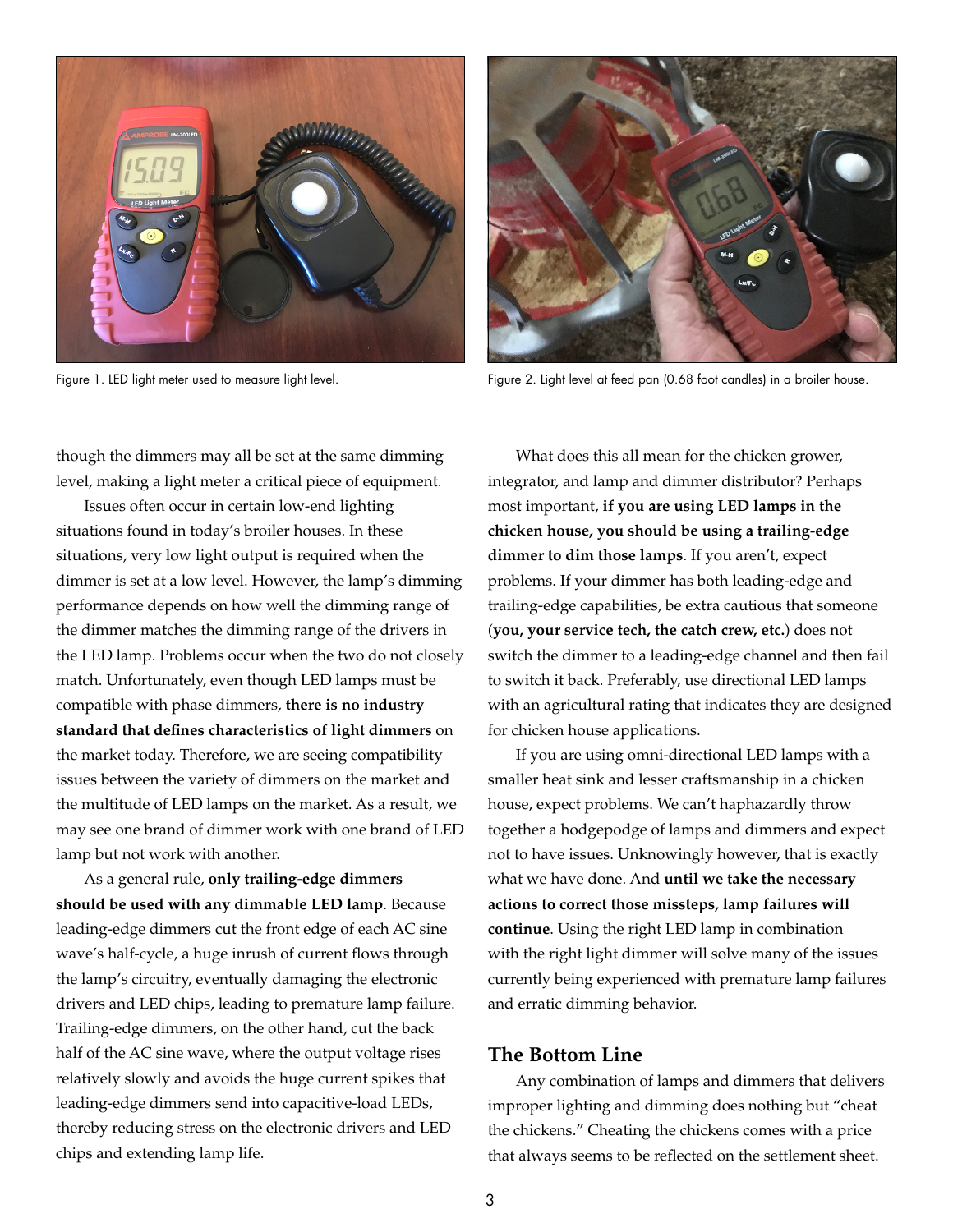Figure 1. LED light meter used to measure light level.

Figure 2. Light level at feed pan (0.68 foot candles) in a broiler house.

though the dimmers may all be set at the same dimming level, making a light meter a critical piece of equipment.

Issues often occur in certain low-end lighting situations found in today's broiler houses. In these situations, very low light output is required when the dimmer is set at a low level. However, the lamp's dimming performance depends on how well the dimming range of the dimmer matches the dimming range of the drivers in the LED lamp. Problems occur when the two do not closely match. Unfortunately, even though LED lamps must be compatible with phase dimmers, **there is no industry standard that defines characteristics of light dimmers** on the market today. Therefore, we are seeing compatibility issues between the variety of dimmers on the market and the multitude of LED lamps on the market. As a result, we may see one brand of dimmer work with one brand of LED lamp but not work with another.

As a general rule, **only trailing-edge dimmers should be used with any dimmable LED lamp**. Because leading-edge dimmers cut the front edge of each AC sine wave's half-cycle, a huge inrush of current flows through the lamp's circuitry, eventually damaging the electronic drivers and LED chips, leading to premature lamp failure. Trailing-edge dimmers, on the other hand, cut the back half of the AC sine wave, where the output voltage rises relatively slowly and avoids the huge current spikes that leading-edge dimmers send into capacitive-load LEDs, thereby reducing stress on the electronic drivers and LED chips and extending lamp life.

What does this all mean for the chicken grower, integrator, and lamp and dimmer distributor? Perhaps most important, **if you are using LED lamps in the chicken house, you should be using a trailing-edge dimmer to dim those lamps**. If you aren't, expect problems. If your dimmer has both leading-edge and trailing-edge capabilities, be extra cautious that someone (**you, your service tech, the catch crew, etc.**) does not switch the dimmer to a leading-edge channel and then fail to switch it back. Preferably, use directional LED lamps with an agricultural rating that indicates they are designed for chicken house applications.

If you are using omni-directional LED lamps with a smaller heat sink and lesser craftsmanship in a chicken house, expect problems. We can't haphazardly throw together a hodgepodge of lamps and dimmers and expect not to have issues. Unknowingly however, that is exactly what we have done. And **until we take the necessary actions to correct those missteps, lamp failures will continue**. Using the right LED lamp in combination with the right light dimmer will solve many of the issues currently being experienced with premature lamp failures and erratic dimming behavior.

## The Bottom Line

Any combination of lamps and dimmers that delivers improper lighting and dimming does nothing but "cheat the chickens." Cheating the chickens comes with a price that always seems to be reflected on the settlement sheet.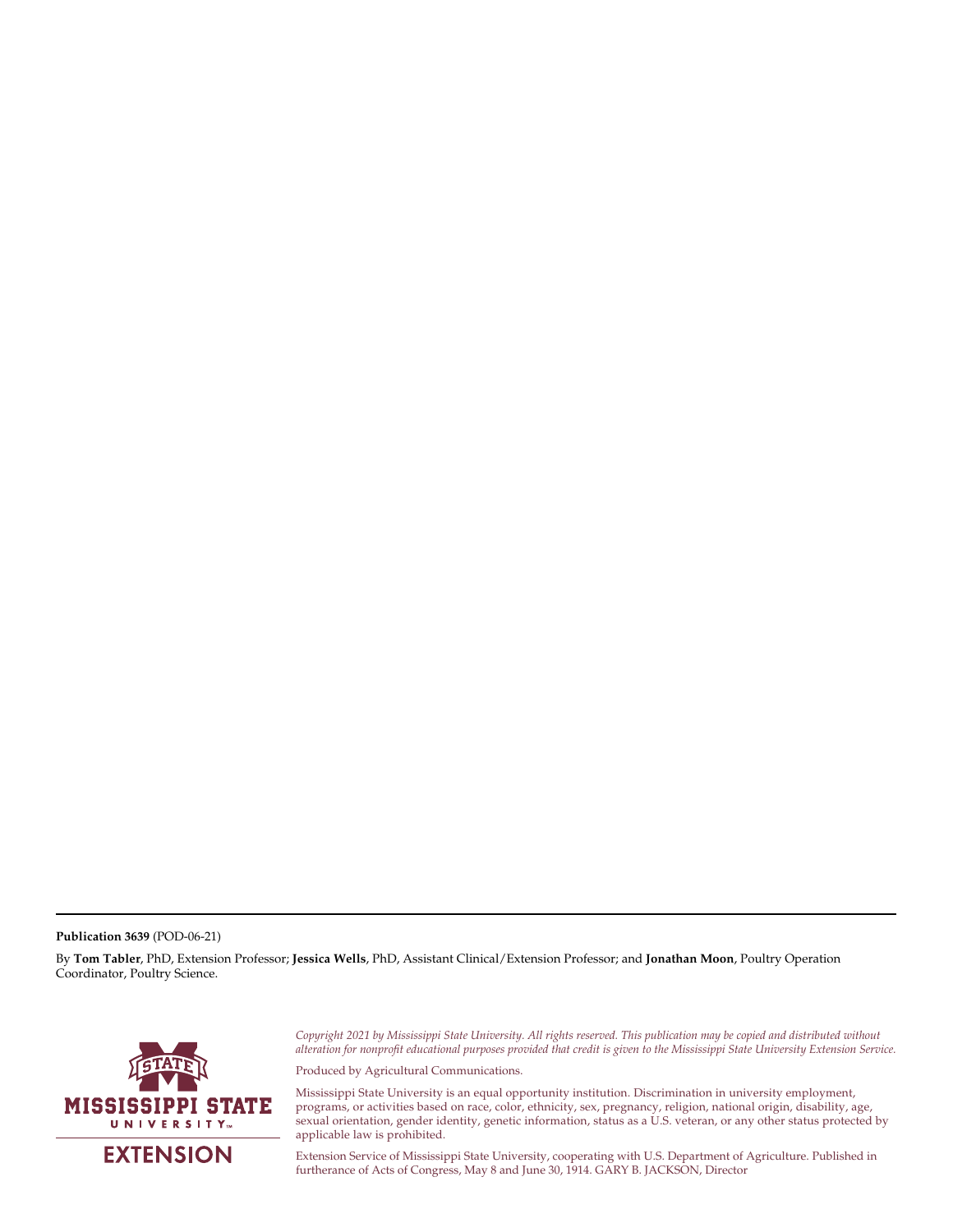**Publication 3639** (POD-06-21)

By **Tom Tabler**, PhD, Extension Professor; **Jessica Wells**, PhD, Assistant Clinical/Extension Professor; and **Jonathan Moon**, Poultry Operation Coordinator, Poultry Science.

MISSISSIPPI STATE UNIVERSITY™ EXTENSION

*Copyright 2021 by Mississippi State University. All rights reserved. This publication may be copied and distributed without alteration for nonprofit educational purposes provided that credit is given to the Mississippi State University Extension Service.*

Produced by Agricultural Communications.

Mississippi State University is an equal opportunity institution. Discrimination in university employment, programs, or activities based on race, color, ethnicity, sex, pregnancy, religion, national origin, disability, age, sexual orientation, gender identity, genetic information, status as a U.S. veteran, or any other status protected by applicable law is prohibited.

Extension Service of Mississippi State University, cooperating with U.S. Department of Agriculture. Published in furtherance of Acts of Congress, May 8 and June 30, 1914. GARY B. JACKSON, Director